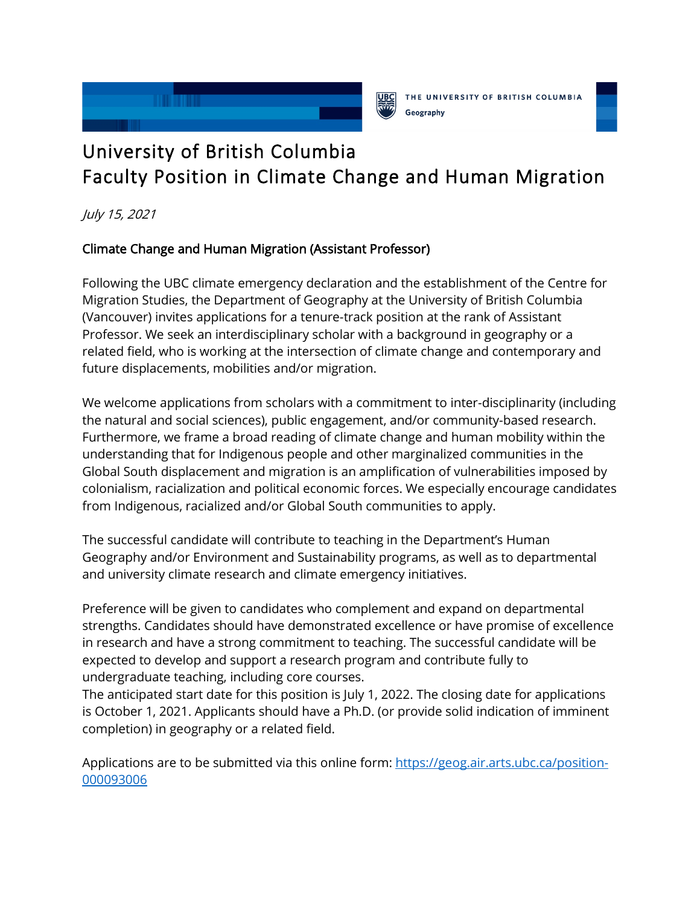THE UNIVERSITY OF BRITISH COLUMBIA
Geography

# University of British Columbia
# Faculty Position in Climate Change and Human Migration

*July 15, 2021*

## Climate Change and Human Migration (Assistant Professor)

Following the UBC climate emergency declaration and the establishment of the Centre for Migration Studies, the Department of Geography at the University of British Columbia (Vancouver) invites applications for a tenure-track position at the rank of Assistant Professor. We seek an interdisciplinary scholar with a background in geography or a related field, who is working at the intersection of climate change and contemporary and future displacements, mobilities and/or migration.

We welcome applications from scholars with a commitment to inter-disciplinarity (including the natural and social sciences), public engagement, and/or community-based research. Furthermore, we frame a broad reading of climate change and human mobility within the understanding that for Indigenous people and other marginalized communities in the Global South displacement and migration is an amplification of vulnerabilities imposed by colonialism, racialization and political economic forces. We especially encourage candidates from Indigenous, racialized and/or Global South communities to apply.

The successful candidate will contribute to teaching in the Department's Human Geography and/or Environment and Sustainability programs, as well as to departmental and university climate research and climate emergency initiatives.

Preference will be given to candidates who complement and expand on departmental strengths. Candidates should have demonstrated excellence or have promise of excellence in research and have a strong commitment to teaching. The successful candidate will be expected to develop and support a research program and contribute fully to undergraduate teaching, including core courses.
The anticipated start date for this position is July 1, 2022. The closing date for applications is October 1, 2021. Applicants should have a Ph.D. (or provide solid indication of imminent completion) in geography or a related field.

Applications are to be submitted via this online form: [https://geog.air.arts.ubc.ca/position-000093006](https://geog.air.arts.ubc.ca/position-000093006)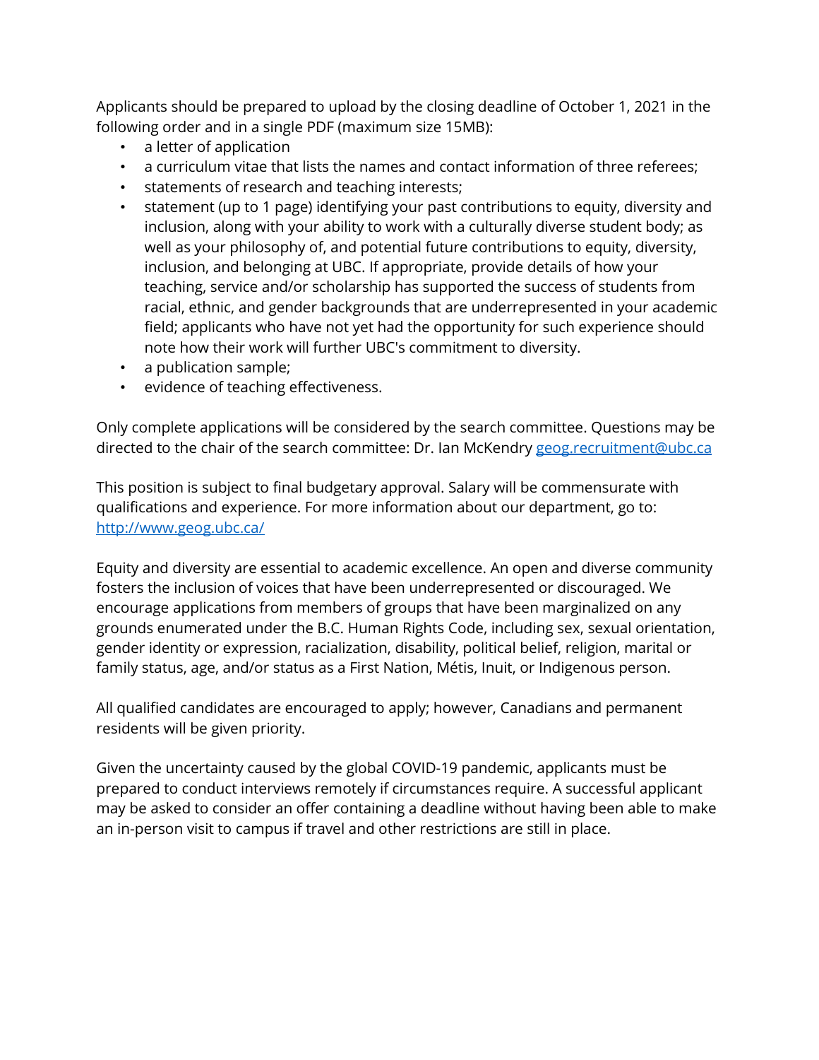Applicants should be prepared to upload by the closing deadline of October 1, 2021 in the following order and in a single PDF (maximum size 15MB):

- a letter of application
- a curriculum vitae that lists the names and contact information of three referees;
- statements of research and teaching interests;
- statement (up to 1 page) identifying your past contributions to equity, diversity and inclusion, along with your ability to work with a culturally diverse student body; as well as your philosophy of, and potential future contributions to equity, diversity, inclusion, and belonging at UBC. If appropriate, provide details of how your teaching, service and/or scholarship has supported the success of students from racial, ethnic, and gender backgrounds that are underrepresented in your academic field; applicants who have not yet had the opportunity for such experience should note how their work will further UBC's commitment to diversity.
- a publication sample;
- evidence of teaching effectiveness.

Only complete applications will be considered by the search committee. Questions may be directed to the chair of the search committee: Dr. Ian McKendry geog.recruitment@ubc.ca

This position is subject to final budgetary approval. Salary will be commensurate with qualifications and experience. For more information about our department, go to: http://www.geog.ubc.ca/

Equity and diversity are essential to academic excellence. An open and diverse community fosters the inclusion of voices that have been underrepresented or discouraged. We encourage applications from members of groups that have been marginalized on any grounds enumerated under the B.C. Human Rights Code, including sex, sexual orientation, gender identity or expression, racialization, disability, political belief, religion, marital or family status, age, and/or status as a First Nation, Métis, Inuit, or Indigenous person.

All qualified candidates are encouraged to apply; however, Canadians and permanent residents will be given priority.

Given the uncertainty caused by the global COVID-19 pandemic, applicants must be prepared to conduct interviews remotely if circumstances require. A successful applicant may be asked to consider an offer containing a deadline without having been able to make an in-person visit to campus if travel and other restrictions are still in place.